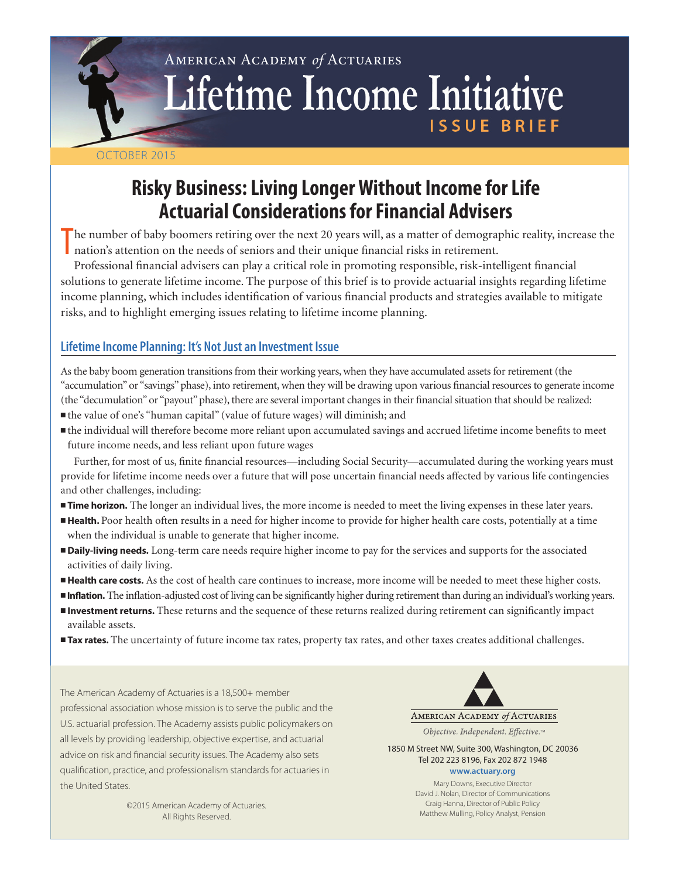American Academy *of* Actuaries

# Lifetime Income Initiative

**ISSUE BRIEF**

OCTOBER 2015

# Risky Business: Living Longer Without Income for Life Actuarial Considerations for Financial Advisers

The number of baby boomers retiring over the next 20 years will, as a matter of demographic reality, increase the nation's attention on the needs of seniors and their unique financial risks in retirement.

Professional financial advisers can play a critical role in promoting responsible, risk-intelligent financial solutions to generate lifetime income. The purpose of this brief is to provide actuarial insights regarding lifetime income planning, which includes identification of various financial products and strategies available to mitigate risks, and to highlight emerging issues relating to lifetime income planning.

## Lifetime Income Planning: It's Not Just an Investment Issue

As the baby boom generation transitions from their working years, when they have accumulated assets for retirement (the "accumulation" or "savings" phase), into retirement, when they will be drawing upon various financial resources to generate income (the "decumulation" or "payout" phase), there are several important changes in their financial situation that should be realized:

- the value of one's "human capital" (value of future wages) will diminish; and
- the individual will therefore become more reliant upon accumulated savings and accrued lifetime income benefits to meet future income needs, and less reliant upon future wages

Further, for most of us, finite financial resources—including Social Security—accumulated during the working years must provide for lifetime income needs over a future that will pose uncertain financial needs affected by various life contingencies and other challenges, including:

- **Time horizon.** The longer an individual lives, the more income is needed to meet the living expenses in these later years.
- **Health.** Poor health often results in a need for higher income to provide for higher health care costs, potentially at a time when the individual is unable to generate that higher income.
- **Daily-living needs.** Long-term care needs require higher income to pay for the services and supports for the associated activities of daily living.
- **Health care costs.** As the cost of health care continues to increase, more income will be needed to meet these higher costs.
- **Inflation.** The inflation-adjusted cost of living can be significantly higher during retirement than during an individual's working years.
- **Investment returns.** These returns and the sequence of these returns realized during retirement can significantly impact available assets.
- **Tax rates.** The uncertainty of future income tax rates, property tax rates, and other taxes creates additional challenges.

The American Academy of Actuaries is a 18,500+ member professional association whose mission is to serve the public and the U.S. actuarial profession. The Academy assists public policymakers on all levels by providing leadership, objective expertise, and actuarial advice on risk and financial security issues. The Academy also sets qualification, practice, and professionalism standards for actuaries in the United States.

©2015 American Academy of Actuaries. All Rights Reserved.

American Academy *of* Actuaries

*Objective. Independent. Effective.*™

1850 M Street NW, Suite 300, Washington, DC 20036
Tel 202 223 8196, Fax 202 872 1948
**www.actuary.org**

Mary Downs, Executive Director
David J. Nolan, Director of Communications
Craig Hanna, Director of Public Policy
Matthew Mulling, Policy Analyst, Pension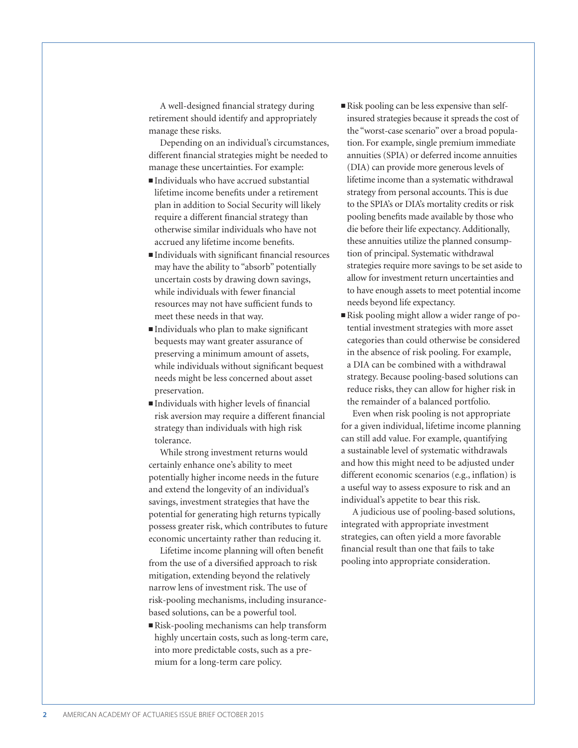A well-designed financial strategy during retirement should identify and appropriately manage these risks.

Depending on an individual's circumstances, different financial strategies might be needed to manage these uncertainties. For example:

- Individuals who have accrued substantial lifetime income benefits under a retirement plan in addition to Social Security will likely require a different financial strategy than otherwise similar individuals who have not accrued any lifetime income benefits.
- Individuals with significant financial resources may have the ability to "absorb" potentially uncertain costs by drawing down savings, while individuals with fewer financial resources may not have sufficient funds to meet these needs in that way.
- Individuals who plan to make significant bequests may want greater assurance of preserving a minimum amount of assets, while individuals without significant bequest needs might be less concerned about asset preservation.
- Individuals with higher levels of financial risk aversion may require a different financial strategy than individuals with high risk tolerance.

While strong investment returns would certainly enhance one's ability to meet potentially higher income needs in the future and extend the longevity of an individual's savings, investment strategies that have the potential for generating high returns typically possess greater risk, which contributes to future economic uncertainty rather than reducing it.

Lifetime income planning will often benefit from the use of a diversified approach to risk mitigation, extending beyond the relatively narrow lens of investment risk. The use of risk-pooling mechanisms, including insurance-based solutions, can be a powerful tool.

- Risk-pooling mechanisms can help transform highly uncertain costs, such as long-term care, into more predictable costs, such as a premium for a long-term care policy.
- Risk pooling can be less expensive than self-insured strategies because it spreads the cost of the "worst-case scenario" over a broad population. For example, single premium immediate annuities (SPIA) or deferred income annuities (DIA) can provide more generous levels of lifetime income than a systematic withdrawal strategy from personal accounts. This is due to the SPIA's or DIA's mortality credits or risk pooling benefits made available by those who die before their life expectancy. Additionally, these annuities utilize the planned consumption of principal. Systematic withdrawal strategies require more savings to be set aside to allow for investment return uncertainties and to have enough assets to meet potential income needs beyond life expectancy.
- Risk pooling might allow a wider range of potential investment strategies with more asset categories than could otherwise be considered in the absence of risk pooling. For example, a DIA can be combined with a withdrawal strategy. Because pooling-based solutions can reduce risks, they can allow for higher risk in the remainder of a balanced portfolio.

Even when risk pooling is not appropriate for a given individual, lifetime income planning can still add value. For example, quantifying a sustainable level of systematic withdrawals and how this might need to be adjusted under different economic scenarios (e.g., inflation) is a useful way to assess exposure to risk and an individual's appetite to bear this risk.

A judicious use of pooling-based solutions, integrated with appropriate investment strategies, can often yield a more favorable financial result than one that fails to take pooling into appropriate consideration.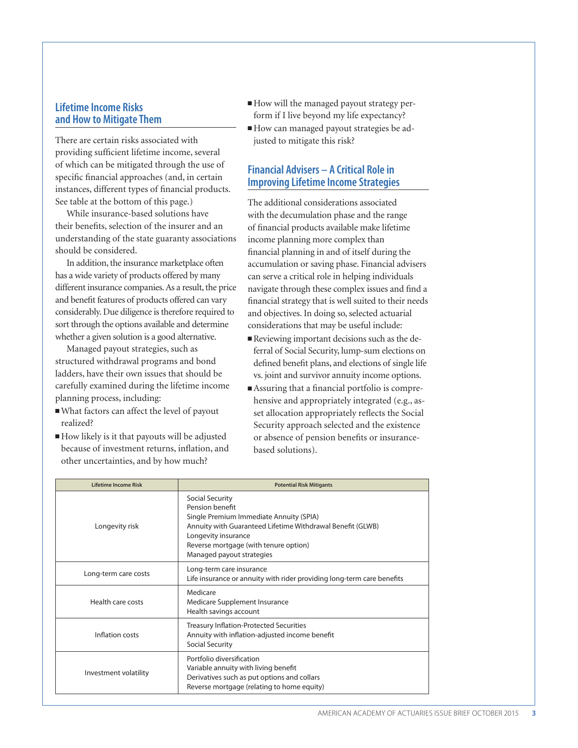## Lifetime Income Risks and How to Mitigate Them

There are certain risks associated with providing sufficient lifetime income, several of which can be mitigated through the use of specific financial approaches (and, in certain instances, different types of financial products. See table at the bottom of this page.)

While insurance-based solutions have their benefits, selection of the insurer and an understanding of the state guaranty associations should be considered.

In addition, the insurance marketplace often has a wide variety of products offered by many different insurance companies. As a result, the price and benefit features of products offered can vary considerably. Due diligence is therefore required to sort through the options available and determine whether a given solution is a good alternative.

Managed payout strategies, such as structured withdrawal programs and bond ladders, have their own issues that should be carefully examined during the lifetime income planning process, including:

- What factors can affect the level of payout realized?
- How likely is it that payouts will be adjusted because of investment returns, inflation, and other uncertainties, and by how much?
- How will the managed payout strategy perform if I live beyond my life expectancy?
- How can managed payout strategies be adjusted to mitigate this risk?

## Financial Advisers – A Critical Role in Improving Lifetime Income Strategies

The additional considerations associated with the decumulation phase and the range of financial products available make lifetime income planning more complex than financial planning in and of itself during the accumulation or saving phase. Financial advisers can serve a critical role in helping individuals navigate through these complex issues and find a financial strategy that is well suited to their needs and objectives. In doing so, selected actuarial considerations that may be useful include:

- Reviewing important decisions such as the deferral of Social Security, lump-sum elections on defined benefit plans, and elections of single life vs. joint and survivor annuity income options.
- Assuring that a financial portfolio is comprehensive and appropriately integrated (e.g., asset allocation appropriately reflects the Social Security approach selected and the existence or absence of pension benefits or insurance-based solutions).

| Lifetime Income Risk | Potential Risk Mitigants |
|---|---|
| Longevity risk | Social Security<br>Pension benefit<br>Single Premium Immediate Annuity (SPIA)<br>Annuity with Guaranteed Lifetime Withdrawal Benefit (GLWB)<br>Longevity insurance<br>Reverse mortgage (with tenure option)<br>Managed payout strategies |
| Long-term care costs | Long-term care insurance<br>Life insurance or annuity with rider providing long-term care benefits |
| Health care costs | Medicare<br>Medicare Supplement Insurance<br>Health savings account |
| Inflation costs | Treasury Inflation-Protected Securities<br>Annuity with inflation-adjusted income benefit<br>Social Security |
| Investment volatility | Portfolio diversification<br>Variable annuity with living benefit<br>Derivatives such as put options and collars<br>Reverse mortgage (relating to home equity) |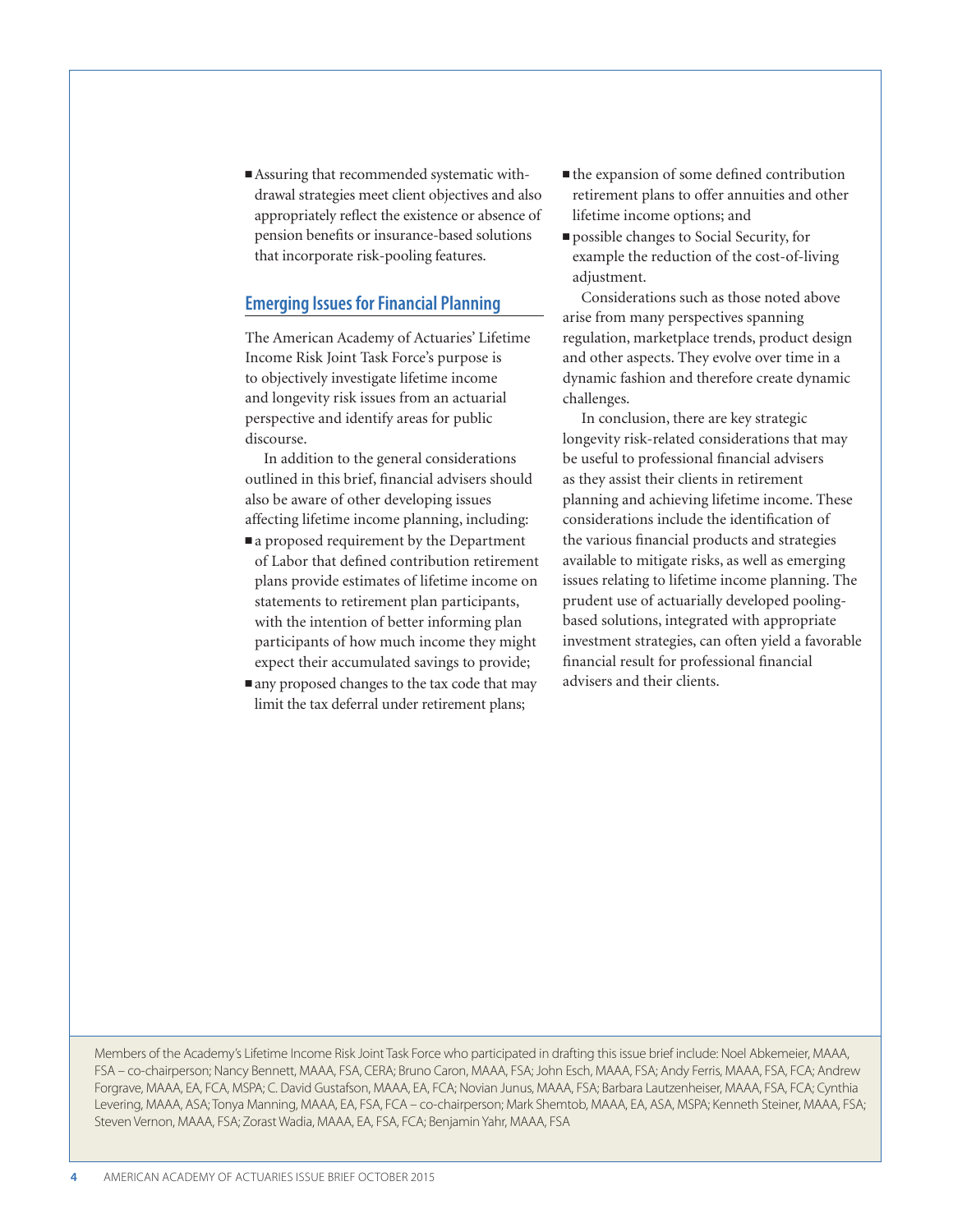- Assuring that recommended systematic withdrawal strategies meet client objectives and also appropriately reflect the existence or absence of pension benefits or insurance-based solutions that incorporate risk-pooling features.

## Emerging Issues for Financial Planning

The American Academy of Actuaries' Lifetime Income Risk Joint Task Force's purpose is to objectively investigate lifetime income and longevity risk issues from an actuarial perspective and identify areas for public discourse.

In addition to the general considerations outlined in this brief, financial advisers should also be aware of other developing issues affecting lifetime income planning, including:

- a proposed requirement by the Department of Labor that defined contribution retirement plans provide estimates of lifetime income on statements to retirement plan participants, with the intention of better informing plan participants of how much income they might expect their accumulated savings to provide;
- any proposed changes to the tax code that may limit the tax deferral under retirement plans;
- the expansion of some defined contribution retirement plans to offer annuities and other lifetime income options; and
- possible changes to Social Security, for example the reduction of the cost-of-living adjustment.

Considerations such as those noted above arise from many perspectives spanning regulation, marketplace trends, product design and other aspects. They evolve over time in a dynamic fashion and therefore create dynamic challenges.

In conclusion, there are key strategic longevity risk-related considerations that may be useful to professional financial advisers as they assist their clients in retirement planning and achieving lifetime income. These considerations include the identification of the various financial products and strategies available to mitigate risks, as well as emerging issues relating to lifetime income planning. The prudent use of actuarially developed pooling-based solutions, integrated with appropriate investment strategies, can often yield a favorable financial result for professional financial advisers and their clients.

Members of the Academy's Lifetime Income Risk Joint Task Force who participated in drafting this issue brief include: Noel Abkemeier, MAAA, FSA – co-chairperson; Nancy Bennett, MAAA, FSA, CERA; Bruno Caron, MAAA, FSA; John Esch, MAAA, FSA; Andy Ferris, MAAA, FSA, FCA; Andrew Forgrave, MAAA, EA, FCA, MSPA; C. David Gustafson, MAAA, EA, FCA; Novian Junus, MAAA, FSA; Barbara Lautzenheiser, MAAA, FSA, FCA; Cynthia Levering, MAAA, ASA; Tonya Manning, MAAA, EA, FSA, FCA – co-chairperson; Mark Shemtob, MAAA, EA, ASA, MSPA; Kenneth Steiner, MAAA, FSA; Steven Vernon, MAAA, FSA; Zorast Wadia, MAAA, EA, FSA, FCA; Benjamin Yahr, MAAA, FSA